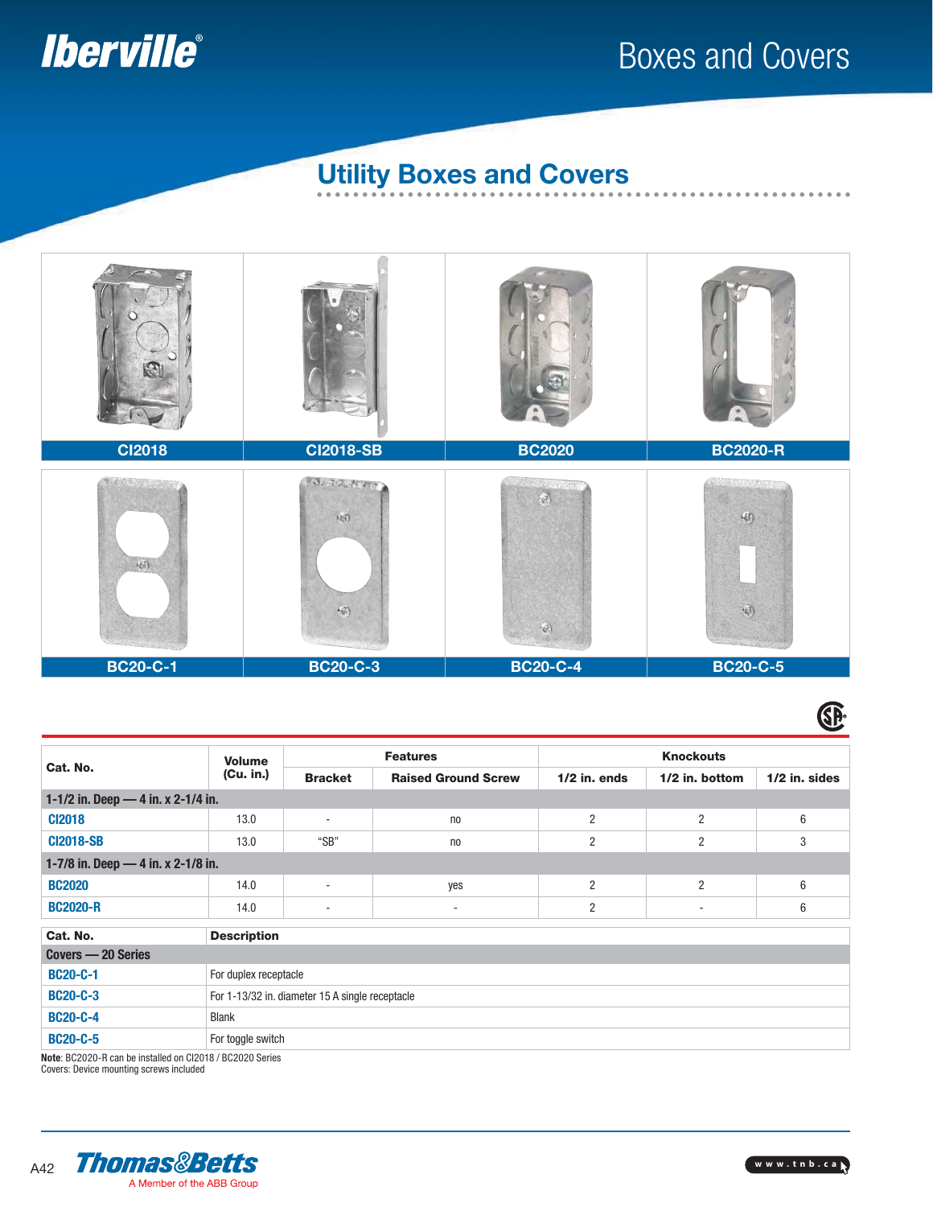# Boxes and Covers

## Utility Boxes and Covers

CI2018 | CI2018-SB | BC2020 | BC2020-R

BC20-C-1 | BC20-C-3 | BC20-C-4 | BC20-C-5

| Cat. No. | Volume (Cu. in.) | Features | | Knockouts | | |
|---|---|---|---|---|---|---|
| | | Bracket | Raised Ground Screw | 1/2 in. ends | 1/2 in. bottom | 1/2 in. sides |
| **1-1/2 in. Deep — 4 in. x 2-1/4 in.** | | | | | | |
| CI2018 | 13.0 | - | no | 2 | 2 | 6 |
| CI2018-SB | 13.0 | "SB" | no | 2 | 2 | 3 |
| **1-7/8 in. Deep — 4 in. x 2-1/8 in.** | | | | | | |
| BC2020 | 14.0 | - | yes | 2 | 2 | 6 |
| BC2020-R | 14.0 | - | - | 2 | - | 6 |

| Cat. No. | Description |
|---|---|
| **Covers — 20 Series** | |
| BC20-C-1 | For duplex receptacle |
| BC20-C-3 | For 1-13/32 in. diameter 15 A single receptacle |
| BC20-C-4 | Blank |
| BC20-C-5 | For toggle switch |

**Note**: BC2020-R can be installed on CI2018 / BC2020 Series
Covers: Device mounting screws included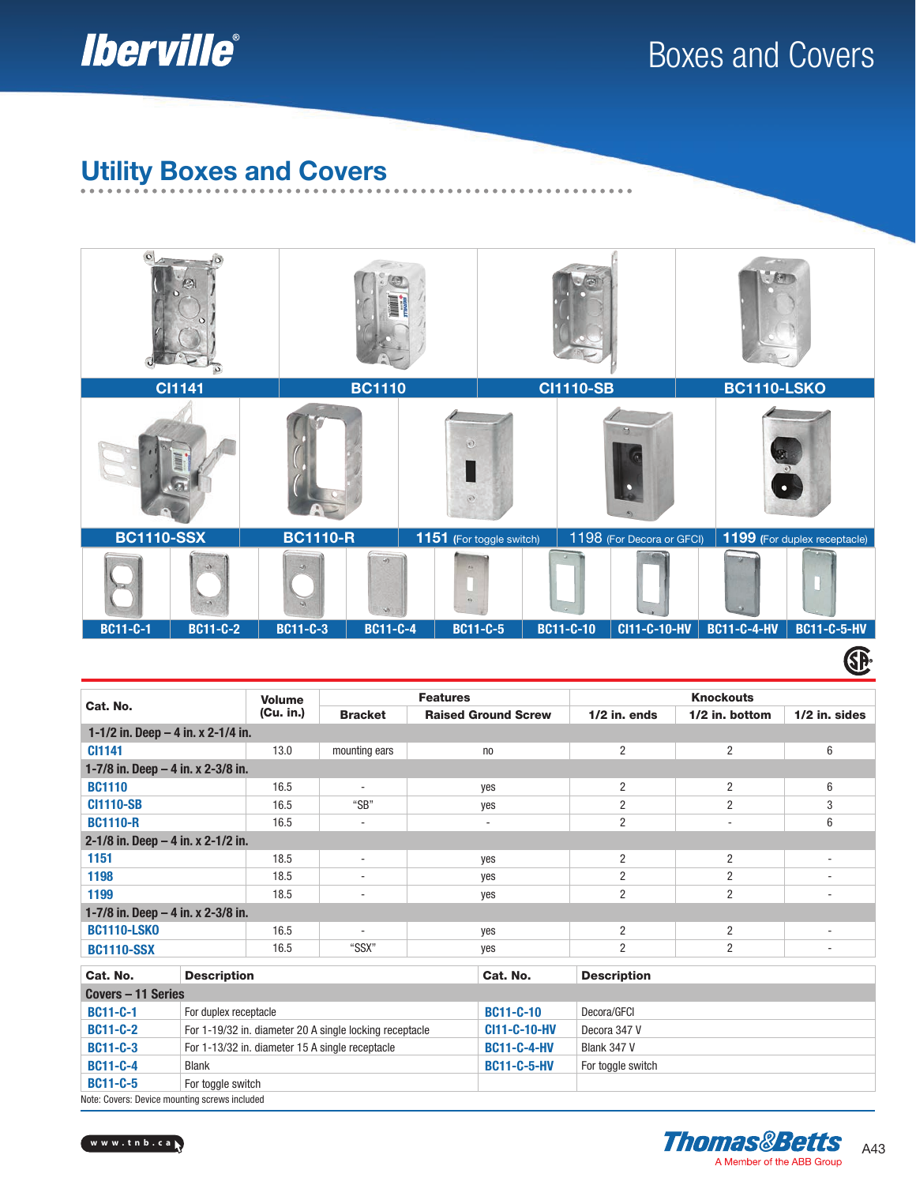# Boxes and Covers

## Utility Boxes and Covers

CI1141 | BC1110 | CI1110-SB | BC1110-LSKO

BC1110-SSX | BC1110-R | 1151 (For toggle switch) | 1198 (For Decora or GFCI) | 1199 (For duplex receptacle)

BC11-C-1 | BC11-C-2 | BC11-C-3 | BC11-C-4 | BC11-C-5 | BC11-C-10 | CI11-C-10-HV | BC11-C-4-HV | BC11-C-5-HV

| Cat. No. | Volume (Cu. in.) | Features | | Knockouts | | |
|---|---|---|---|---|---|---|
| | | Bracket | Raised Ground Screw | 1/2 in. ends | 1/2 in. bottom | 1/2 in. sides |
| **1-1/2 in. Deep – 4 in. x 2-1/4 in.** | | | | | | |
| **CI1141** | 13.0 | mounting ears | no | 2 | 2 | 6 |
| **1-7/8 in. Deep – 4 in. x 2-3/8 in.** | | | | | | |
| **BC1110** | 16.5 | - | yes | 2 | 2 | 6 |
| **CI1110-SB** | 16.5 | "SB" | yes | 2 | 2 | 3 |
| **BC1110-R** | 16.5 | - | - | 2 | - | 6 |
| **2-1/8 in. Deep – 4 in. x 2-1/2 in.** | | | | | | |
| **1151** | 18.5 | - | yes | 2 | 2 | - |
| **1198** | 18.5 | - | yes | 2 | 2 | - |
| **1199** | 18.5 | - | yes | 2 | 2 | - |
| **1-7/8 in. Deep – 4 in. x 2-3/8 in.** | | | | | | |
| **BC1110-LSKO** | 16.5 | - | yes | 2 | 2 | - |
| **BC1110-SSX** | 16.5 | "SSX" | yes | 2 | 2 | - |

| Cat. No. | Description | Cat. No. | Description |
|---|---|---|---|
| **Covers – 11 Series** | | | |
| **BC11-C-1** | For duplex receptacle | **BC11-C-10** | Decora/GFCI |
| **BC11-C-2** | For 1-19/32 in. diameter 20 A single locking receptacle | **CI11-C-10-HV** | Decora 347 V |
| **BC11-C-3** | For 1-13/32 in. diameter 15 A single receptacle | **BC11-C-4-HV** | Blank 347 V |
| **BC11-C-4** | Blank | **BC11-C-5-HV** | For toggle switch |
| **BC11-C-5** | For toggle switch | | |

Note: Covers: Device mounting screws included